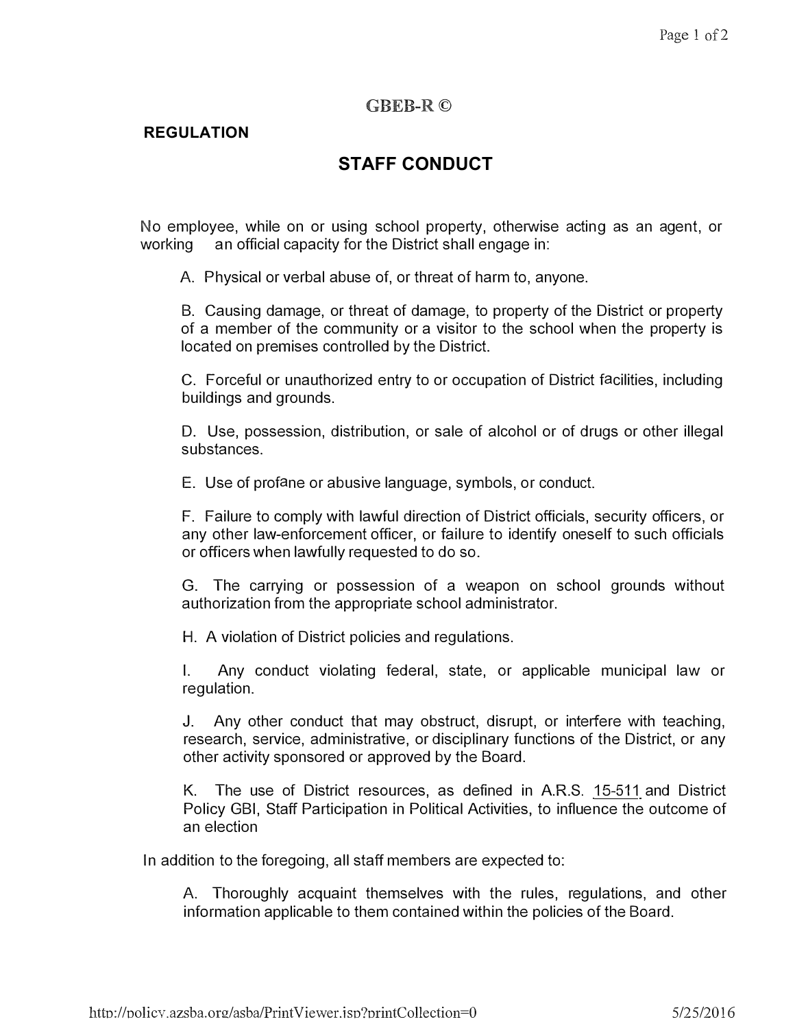GBEB-R ©

**REGULATION**

## STAFF CONDUCT

No employee, while on or using school property, otherwise acting as an agent, or working an official capacity for the District shall engage in:

A. Physical or verbal abuse of, or threat of harm to, anyone.

B. Causing damage, or threat of damage, to property of the District or property of a member of the community or a visitor to the school when the property is located on premises controlled by the District.

C. Forceful or unauthorized entry to or occupation of District facilities, including buildings and grounds.

D. Use, possession, distribution, or sale of alcohol or of drugs or other illegal substances.

E. Use of profane or abusive language, symbols, or conduct.

F. Failure to comply with lawful direction of District officials, security officers, or any other law-enforcement officer, or failure to identify oneself to such officials or officers when lawfully requested to do so.

G. The carrying or possession of a weapon on school grounds without authorization from the appropriate school administrator.

H. A violation of District policies and regulations.

I. Any conduct violating federal, state, or applicable municipal law or regulation.

J. Any other conduct that may obstruct, disrupt, or interfere with teaching, research, service, administrative, or disciplinary functions of the District, or any other activity sponsored or approved by the Board.

K. The use of District resources, as defined in A.R.S. 15-511 and District Policy GBI, Staff Participation in Political Activities, to influence the outcome of an election

In addition to the foregoing, all staff members are expected to:

A. Thoroughly acquaint themselves with the rules, regulations, and other information applicable to them contained within the policies of the Board.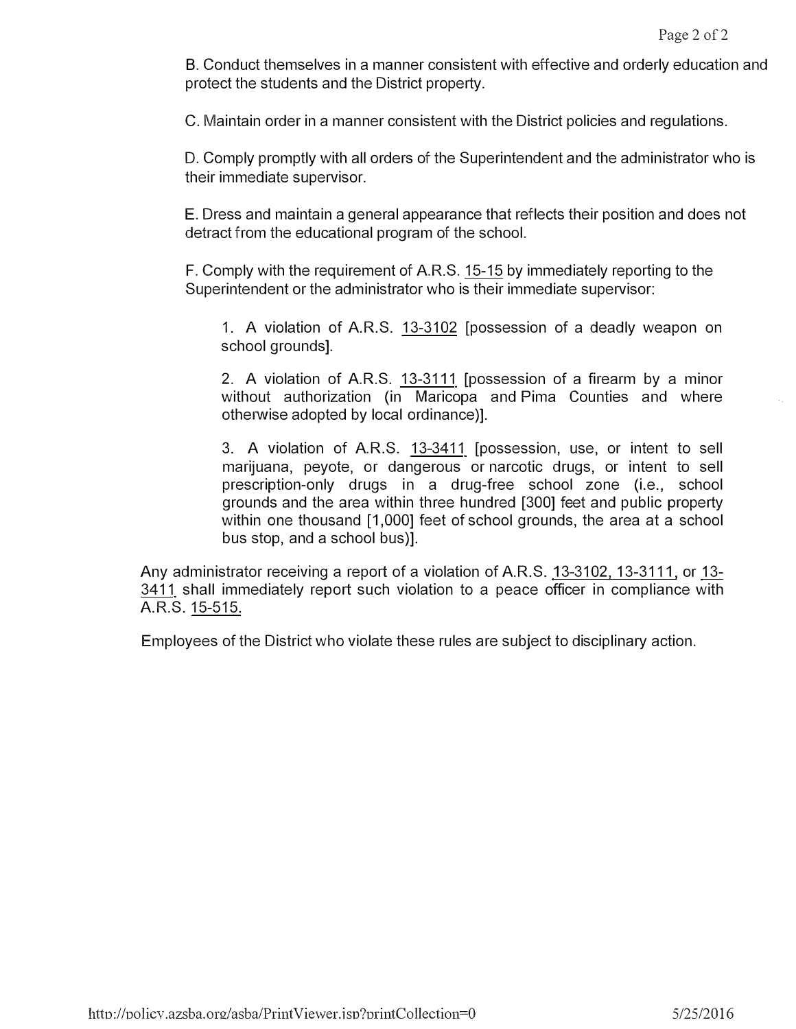B. Conduct themselves in a manner consistent with effective and orderly education and protect the students and the District property.

C. Maintain order in a manner consistent with the District policies and regulations.

D. Comply promptly with all orders of the Superintendent and the administrator who is their immediate supervisor.

E. Dress and maintain a general appearance that reflects their position and does not detract from the educational program of the school.

F. Comply with the requirement of A.R.S. 15-15 by immediately reporting to the Superintendent or the administrator who is their immediate supervisor:

1. A violation of A.R.S. 13-3102 [possession of a deadly weapon on school grounds].

2. A violation of A.R.S. 13-3111 [possession of a firearm by a minor without authorization (in Maricopa and Pima Counties and where otherwise adopted by local ordinance)].

3. A violation of A.R.S. 13-3411 [possession, use, or intent to sell marijuana, peyote, or dangerous or narcotic drugs, or intent to sell prescription-only drugs in a drug-free school zone (i.e., school grounds and the area within three hundred [300] feet and public property within one thousand [1,000] feet of school grounds, the area at a school bus stop, and a school bus)].

Any administrator receiving a report of a violation of A.R.S. 13-3102, 13-3111, or 13-3411 shall immediately report such violation to a peace officer in compliance with A.R.S. 15-515.

Employees of the District who violate these rules are subject to disciplinary action.